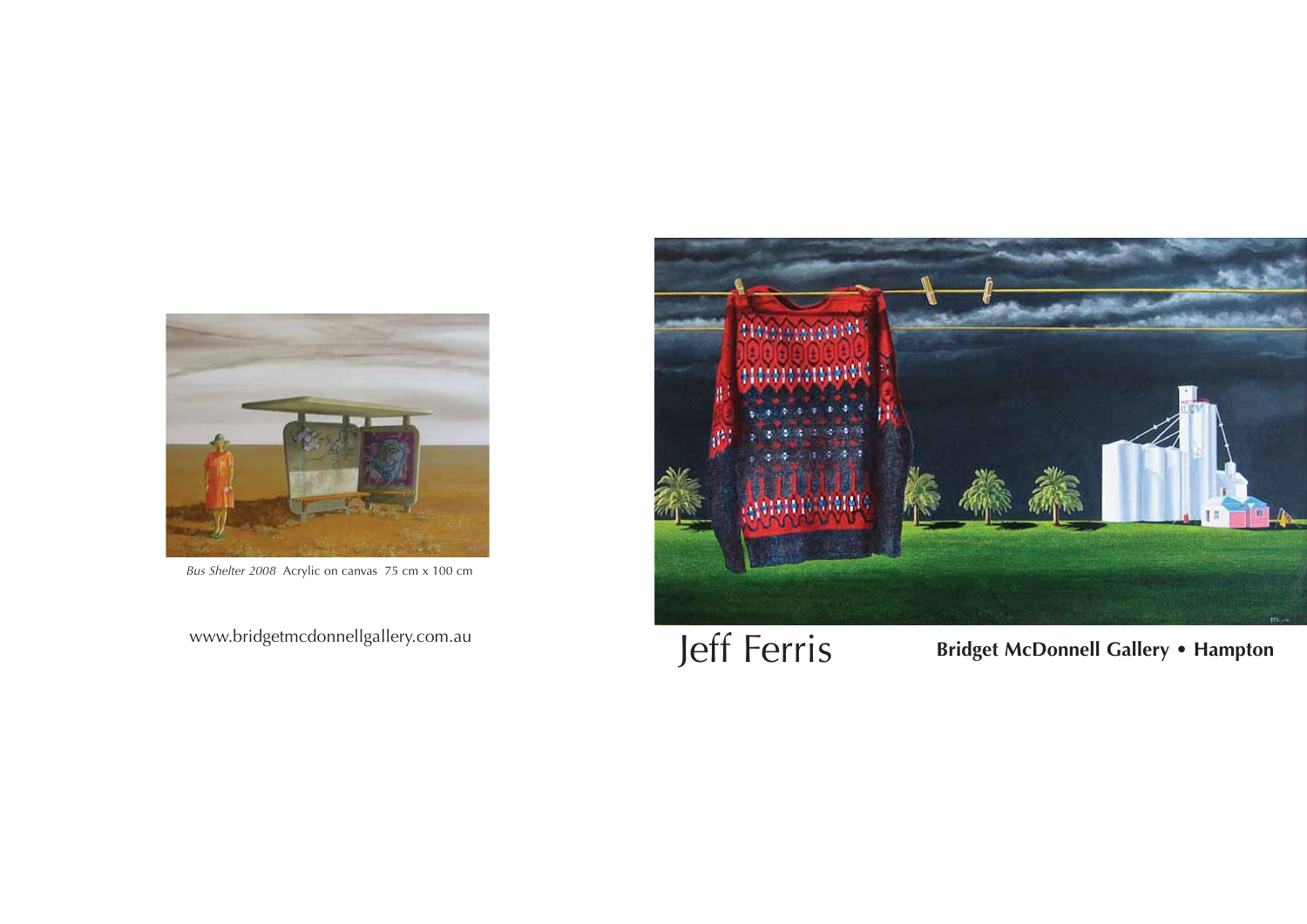*Bus Shelter 2008* Acrylic on canvas 75 cm x 100 cm

www.bridgetmcdonnellgallery.com.au

# Jeff Ferris

**Bridget McDonnell Gallery • Hampton**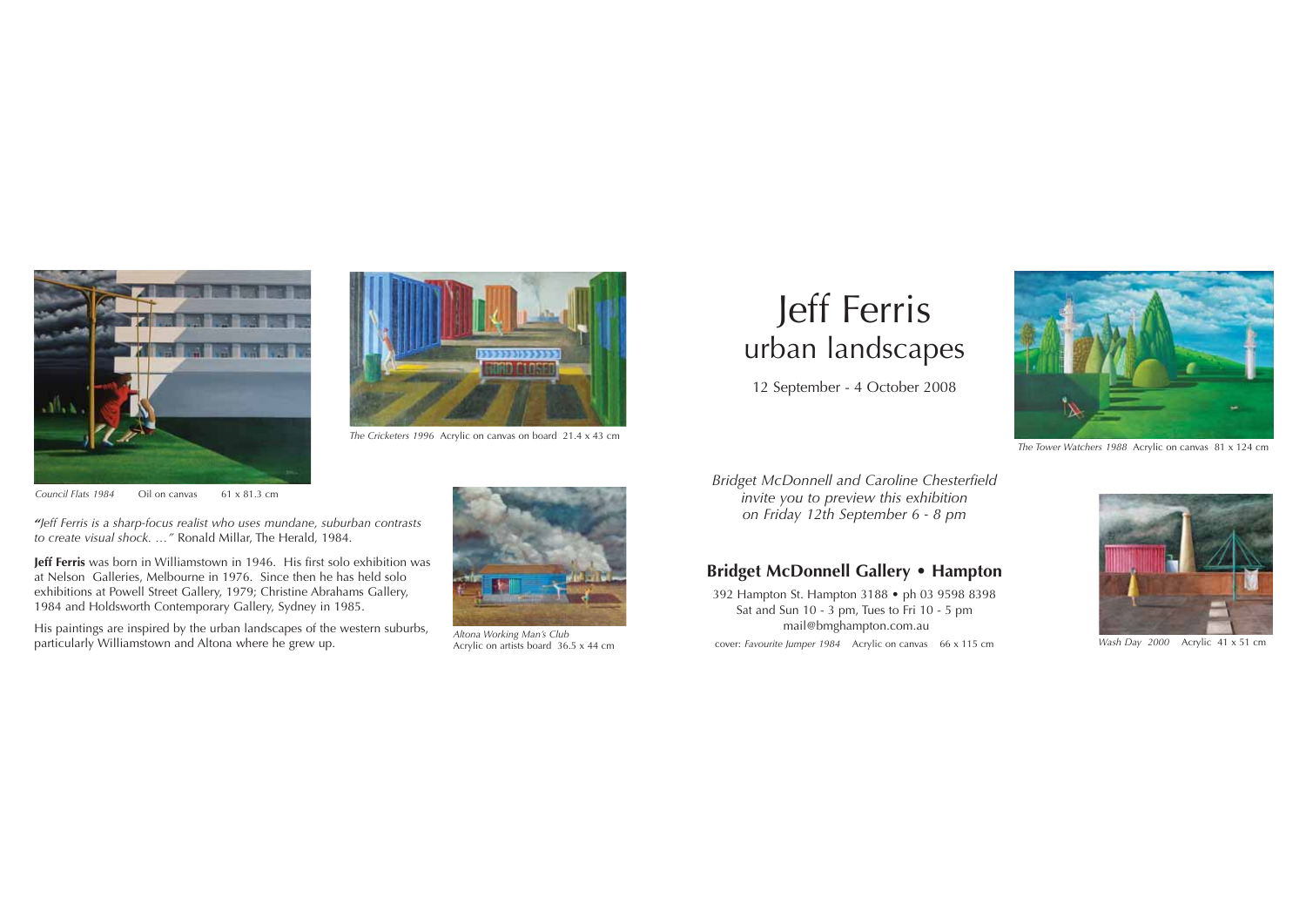Council Flats 1984 Oil on canvas 61 x 81.3 cm

The Cricketers 1996 Acrylic on canvas on board 21.4 x 43 cm

*"Jeff Ferris is a sharp-focus realist who uses mundane, suburban contrasts to create visual shock. …"* Ronald Millar, The Herald, 1984.

**Jeff Ferris** was born in Williamstown in 1946. His first solo exhibition was at Nelson Galleries, Melbourne in 1976. Since then he has held solo exhibitions at Powell Street Gallery, 1979; Christine Abrahams Gallery, 1984 and Holdsworth Contemporary Gallery, Sydney in 1985.

His paintings are inspired by the urban landscapes of the western suburbs, particularly Williamstown and Altona where he grew up.

*Altona Working Man's Club*
Acrylic on artists board 36.5 x 44 cm

# Jeff Ferris
## urban landscapes

12 September - 4 October 2008

*Bridget McDonnell and Caroline Chesterfield invite you to preview this exhibition on Friday 12th September 6 - 8 pm*

### Bridget McDonnell Gallery • Hampton

392 Hampton St. Hampton 3188 • ph 03 9598 8398
Sat and Sun 10 - 3 pm, Tues to Fri 10 - 5 pm
mail@bmghampton.com.au

cover: *Favourite Jumper 1984* Acrylic on canvas 66 x 115 cm

*The Tower Watchers 1988* Acrylic on canvas 81 x 124 cm

*Wash Day 2000* Acrylic 41 x 51 cm